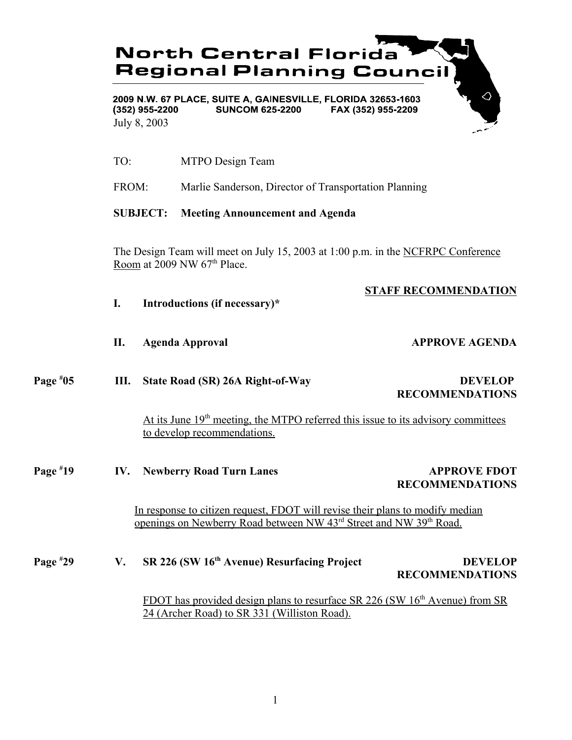# North Central Florida Regional Planning Council

2009 N.W. 67 PLACE, SUITE A, GAINESVILLE, FLORIDA 32653-1603
(352) 955-2200 SUNCOM 625-2200 FAX (352) 955-2209

July 8, 2003

TO: MTPO Design Team

FROM: Marlie Sanderson, Director of Transportation Planning

**SUBJECT: Meeting Announcement and Agenda**

The Design Team will meet on July 15, 2003 at 1:00 p.m. in the <u>NCFRPC Conference Room</u> at 2009 NW 67th Place.

**<u>STAFF RECOMMENDATION</u>**

**I. Introductions (if necessary)***

**II. Agenda Approval** — **APPROVE AGENDA**

**Page #05** **III. State Road (SR) 26A Right-of-Way** — **DEVELOP RECOMMENDATIONS**

<u>At its June 19th meeting, the MTPO referred this issue to its advisory committees to develop recommendations.</u>

**Page #19** **IV. Newberry Road Turn Lanes** — **APPROVE FDOT RECOMMENDATIONS**

<u>In response to citizen request, FDOT will revise their plans to modify median openings on Newberry Road between NW 43rd Street and NW 39th Road.</u>

**Page #29** **V. SR 226 (SW 16th Avenue) Resurfacing Project** — **DEVELOP RECOMMENDATIONS**

<u>FDOT has provided design plans to resurface SR 226 (SW 16th Avenue) from SR 24 (Archer Road) to SR 331 (Williston Road).</u>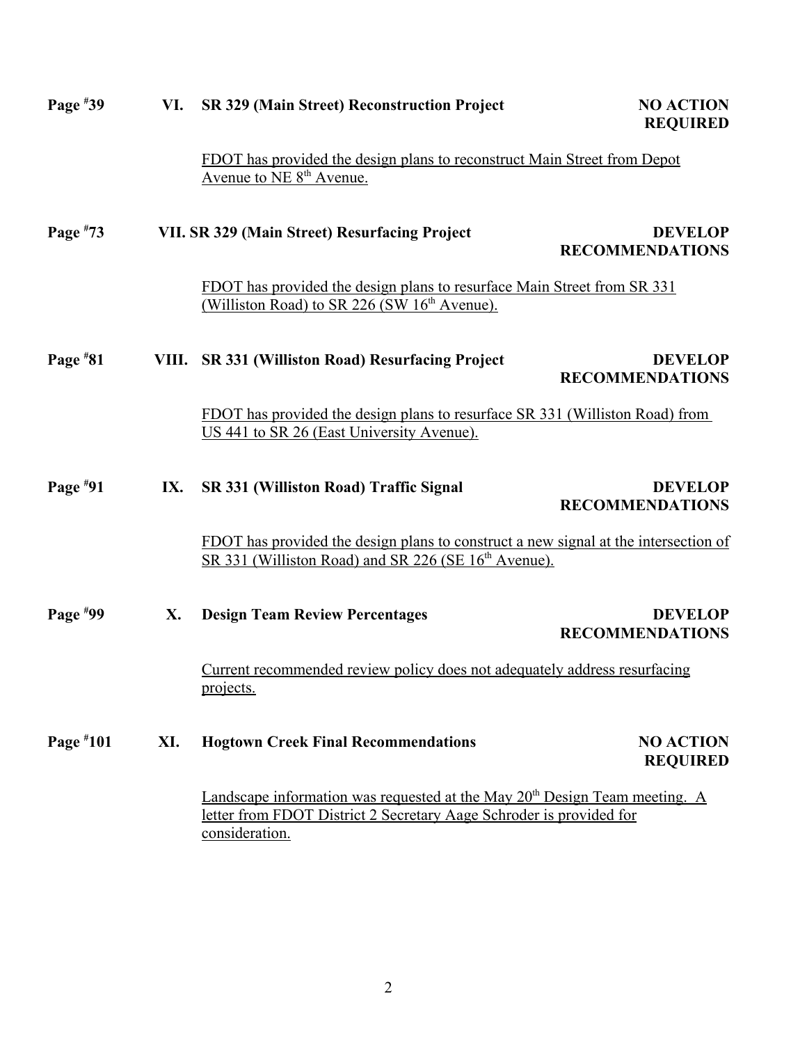**Page #39 VI. SR 329 (Main Street) Reconstruction Project — NO ACTION REQUIRED**

FDOT has provided the design plans to reconstruct Main Street from Depot Avenue to NE 8th Avenue.

**Page #73 VII. SR 329 (Main Street) Resurfacing Project — DEVELOP RECOMMENDATIONS**

FDOT has provided the design plans to resurface Main Street from SR 331 (Williston Road) to SR 226 (SW 16th Avenue).

**Page #81 VIII. SR 331 (Williston Road) Resurfacing Project — DEVELOP RECOMMENDATIONS**

FDOT has provided the design plans to resurface SR 331 (Williston Road) from US 441 to SR 26 (East University Avenue).

**Page #91 IX. SR 331 (Williston Road) Traffic Signal — DEVELOP RECOMMENDATIONS**

FDOT has provided the design plans to construct a new signal at the intersection of SR 331 (Williston Road) and SR 226 (SE 16th Avenue).

**Page #99 X. Design Team Review Percentages — DEVELOP RECOMMENDATIONS**

Current recommended review policy does not adequately address resurfacing projects.

**Page #101 XI. Hogtown Creek Final Recommendations — NO ACTION REQUIRED**

Landscape information was requested at the May 20th Design Team meeting. A letter from FDOT District 2 Secretary Aage Schroder is provided for consideration.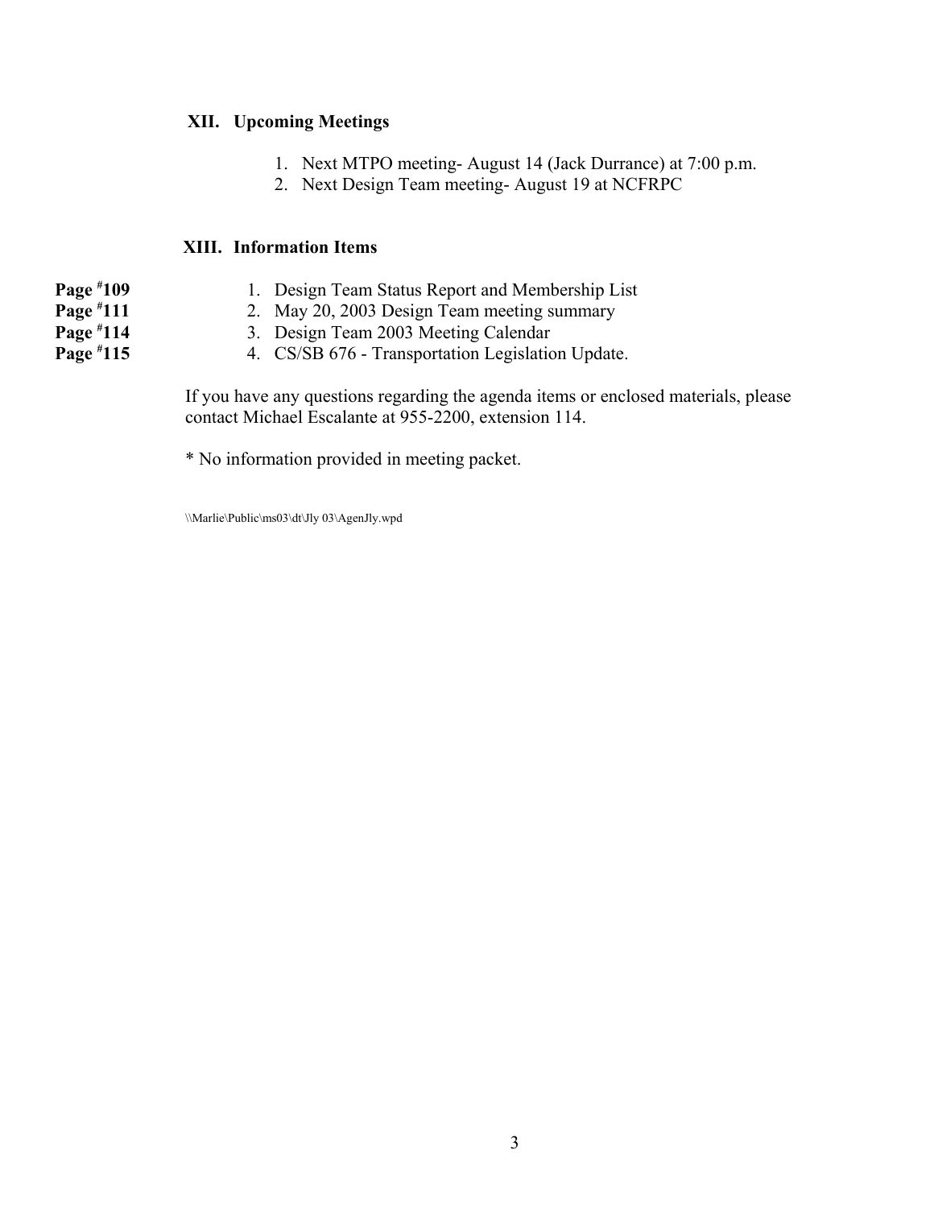## XII. Upcoming Meetings

1. Next MTPO meeting- August 14 (Jack Durrance) at 7:00 p.m.
2. Next Design Team meeting- August 19 at NCFRPC

## XIII. Information Items

| | |
|---|---|
| **Page #109** | 1. Design Team Status Report and Membership List |
| **Page #111** | 2. May 20, 2003 Design Team meeting summary |
| **Page #114** | 3. Design Team 2003 Meeting Calendar |
| **Page #115** | 4. CS/SB 676 - Transportation Legislation Update. |

If you have any questions regarding the agenda items or enclosed materials, please contact Michael Escalante at 955-2200, extension 114.

* No information provided in meeting packet.

\\Marlie\Public\ms03\dt\Jly 03\AgenJly.wpd